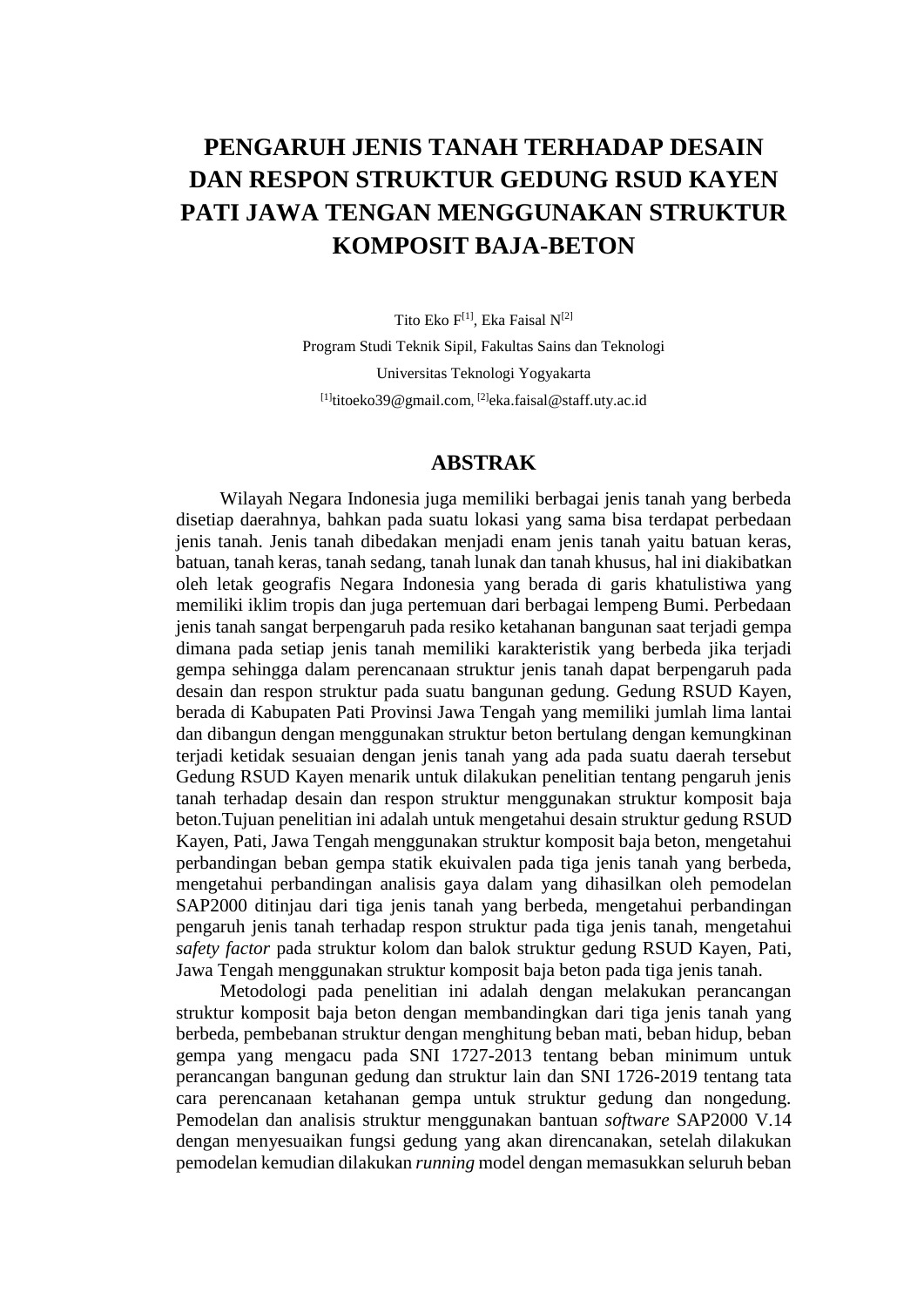# PENGARUH JENIS TANAH TERHADAP DESAIN DAN RESPON STRUKTUR GEDUNG RSUD KAYEN PATI JAWA TENGAN MENGGUNAKAN STRUKTUR KOMPOSIT BAJA-BETON

Tito Eko F[1], Eka Faisal N[2]

Program Studi Teknik Sipil, Fakultas Sains dan Teknologi

Universitas Teknologi Yogyakarta

[1]titoeko39@gmail.com, [2]eka.faisal@staff.uty.ac.id

## ABSTRAK

Wilayah Negara Indonesia juga memiliki berbagai jenis tanah yang berbeda disetiap daerahnya, bahkan pada suatu lokasi yang sama bisa terdapat perbedaan jenis tanah. Jenis tanah dibedakan menjadi enam jenis tanah yaitu batuan keras, batuan, tanah keras, tanah sedang, tanah lunak dan tanah khusus, hal ini diakibatkan oleh letak geografis Negara Indonesia yang berada di garis khatulistiwa yang memiliki iklim tropis dan juga pertemuan dari berbagai lempeng Bumi. Perbedaan jenis tanah sangat berpengaruh pada resiko ketahanan bangunan saat terjadi gempa dimana pada setiap jenis tanah memiliki karakteristik yang berbeda jika terjadi gempa sehingga dalam perencanaan struktur jenis tanah dapat berpengaruh pada desain dan respon struktur pada suatu bangunan gedung. Gedung RSUD Kayen, berada di Kabupaten Pati Provinsi Jawa Tengah yang memiliki jumlah lima lantai dan dibangun dengan menggunakan struktur beton bertulang dengan kemungkinan terjadi ketidak sesuaian dengan jenis tanah yang ada pada suatu daerah tersebut Gedung RSUD Kayen menarik untuk dilakukan penelitian tentang pengaruh jenis tanah terhadap desain dan respon struktur menggunakan struktur komposit baja beton.Tujuan penelitian ini adalah untuk mengetahui desain struktur gedung RSUD Kayen, Pati, Jawa Tengah menggunakan struktur komposit baja beton, mengetahui perbandingan beban gempa statik ekuivalen pada tiga jenis tanah yang berbeda, mengetahui perbandingan analisis gaya dalam yang dihasilkan oleh pemodelan SAP2000 ditinjau dari tiga jenis tanah yang berbeda, mengetahui perbandingan pengaruh jenis tanah terhadap respon struktur pada tiga jenis tanah, mengetahui *safety factor* pada struktur kolom dan balok struktur gedung RSUD Kayen, Pati, Jawa Tengah menggunakan struktur komposit baja beton pada tiga jenis tanah.

Metodologi pada penelitian ini adalah dengan melakukan perancangan struktur komposit baja beton dengan membandingkan dari tiga jenis tanah yang berbeda, pembebanan struktur dengan menghitung beban mati, beban hidup, beban gempa yang mengacu pada SNI 1727-2013 tentang beban minimum untuk perancangan bangunan gedung dan struktur lain dan SNI 1726-2019 tentang tata cara perencanaan ketahanan gempa untuk struktur gedung dan nongedung. Pemodelan dan analisis struktur menggunakan bantuan *software* SAP2000 V.14 dengan menyesuaikan fungsi gedung yang akan direncanakan, setelah dilakukan pemodelan kemudian dilakukan *running* model dengan memasukkan seluruh beban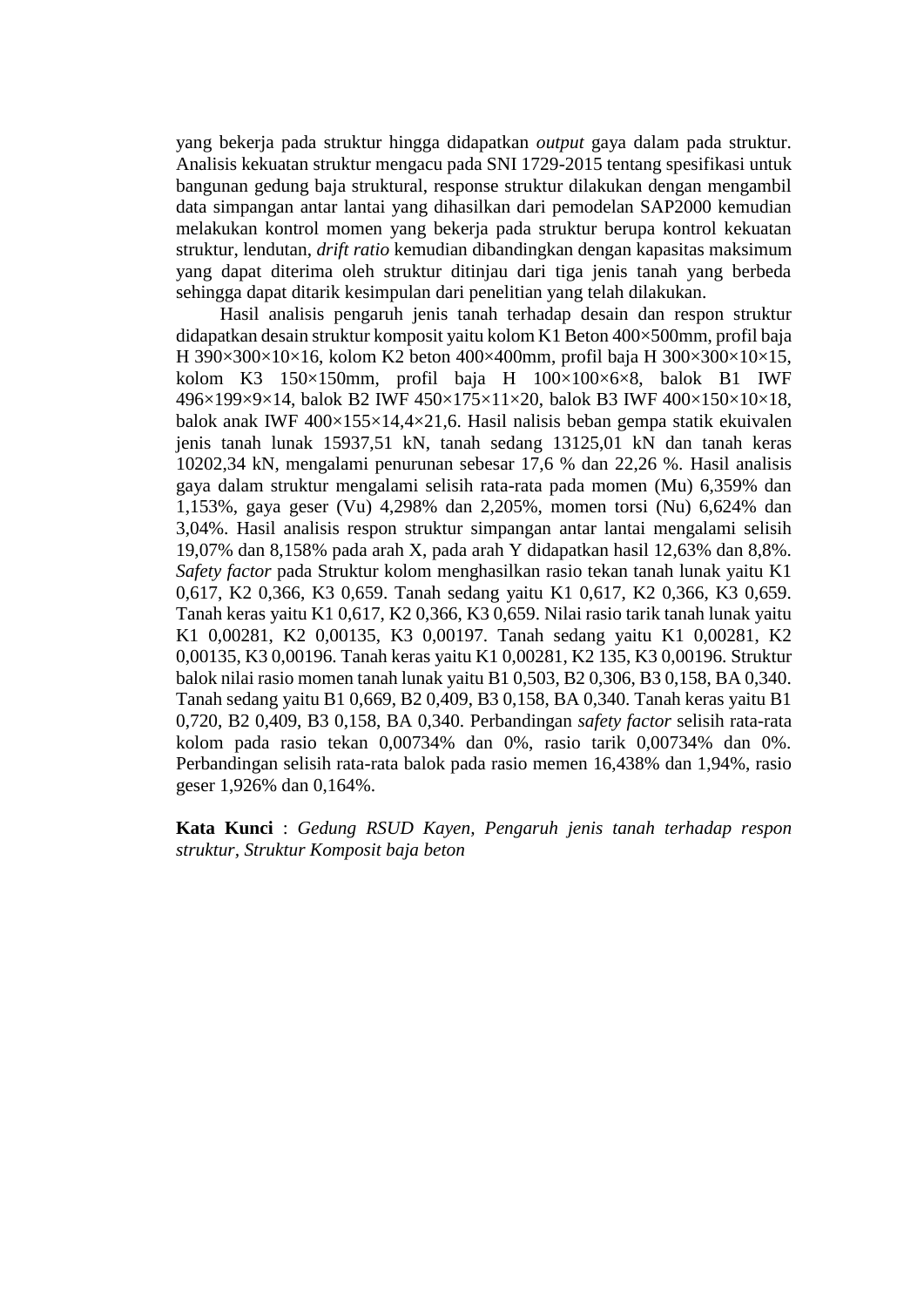yang bekerja pada struktur hingga didapatkan *output* gaya dalam pada struktur. Analisis kekuatan struktur mengacu pada SNI 1729-2015 tentang spesifikasi untuk bangunan gedung baja struktural, response struktur dilakukan dengan mengambil data simpangan antar lantai yang dihasilkan dari pemodelan SAP2000 kemudian melakukan kontrol momen yang bekerja pada struktur berupa kontrol kekuatan struktur, lendutan, *drift ratio* kemudian dibandingkan dengan kapasitas maksimum yang dapat diterima oleh struktur ditinjau dari tiga jenis tanah yang berbeda sehingga dapat ditarik kesimpulan dari penelitian yang telah dilakukan.

Hasil analisis pengaruh jenis tanah terhadap desain dan respon struktur didapatkan desain struktur komposit yaitu kolom K1 Beton 400×500mm, profil baja H 390×300×10×16, kolom K2 beton 400×400mm, profil baja H 300×300×10×15, kolom K3 150×150mm, profil baja H 100×100×6×8, balok B1 IWF 496×199×9×14, balok B2 IWF 450×175×11×20, balok B3 IWF 400×150×10×18, balok anak IWF 400×155×14,4×21,6. Hasil nalisis beban gempa statik ekuivalen jenis tanah lunak 15937,51 kN, tanah sedang 13125,01 kN dan tanah keras 10202,34 kN, mengalami penurunan sebesar 17,6 % dan 22,26 %. Hasil analisis gaya dalam struktur mengalami selisih rata-rata pada momen (Mu) 6,359% dan 1,153%, gaya geser (Vu) 4,298% dan 2,205%, momen torsi (Nu) 6,624% dan 3,04%. Hasil analisis respon struktur simpangan antar lantai mengalami selisih 19,07% dan 8,158% pada arah X, pada arah Y didapatkan hasil 12,63% dan 8,8%. *Safety factor* pada Struktur kolom menghasilkan rasio tekan tanah lunak yaitu K1 0,617, K2 0,366, K3 0,659. Tanah sedang yaitu K1 0,617, K2 0,366, K3 0,659. Tanah keras yaitu K1 0,617, K2 0,366, K3 0,659. Nilai rasio tarik tanah lunak yaitu K1 0,00281, K2 0,00135, K3 0,00197. Tanah sedang yaitu K1 0,00281, K2 0,00135, K3 0,00196. Tanah keras yaitu K1 0,00281, K2 135, K3 0,00196. Struktur balok nilai rasio momen tanah lunak yaitu B1 0,503, B2 0,306, B3 0,158, BA 0,340. Tanah sedang yaitu B1 0,669, B2 0,409, B3 0,158, BA 0,340. Tanah keras yaitu B1 0,720, B2 0,409, B3 0,158, BA 0,340. Perbandingan *safety factor* selisih rata-rata kolom pada rasio tekan 0,00734% dan 0%, rasio tarik 0,00734% dan 0%. Perbandingan selisih rata-rata balok pada rasio memen 16,438% dan 1,94%, rasio geser 1,926% dan 0,164%.

**Kata Kunci** : *Gedung RSUD Kayen, Pengaruh jenis tanah terhadap respon struktur, Struktur Komposit baja beton*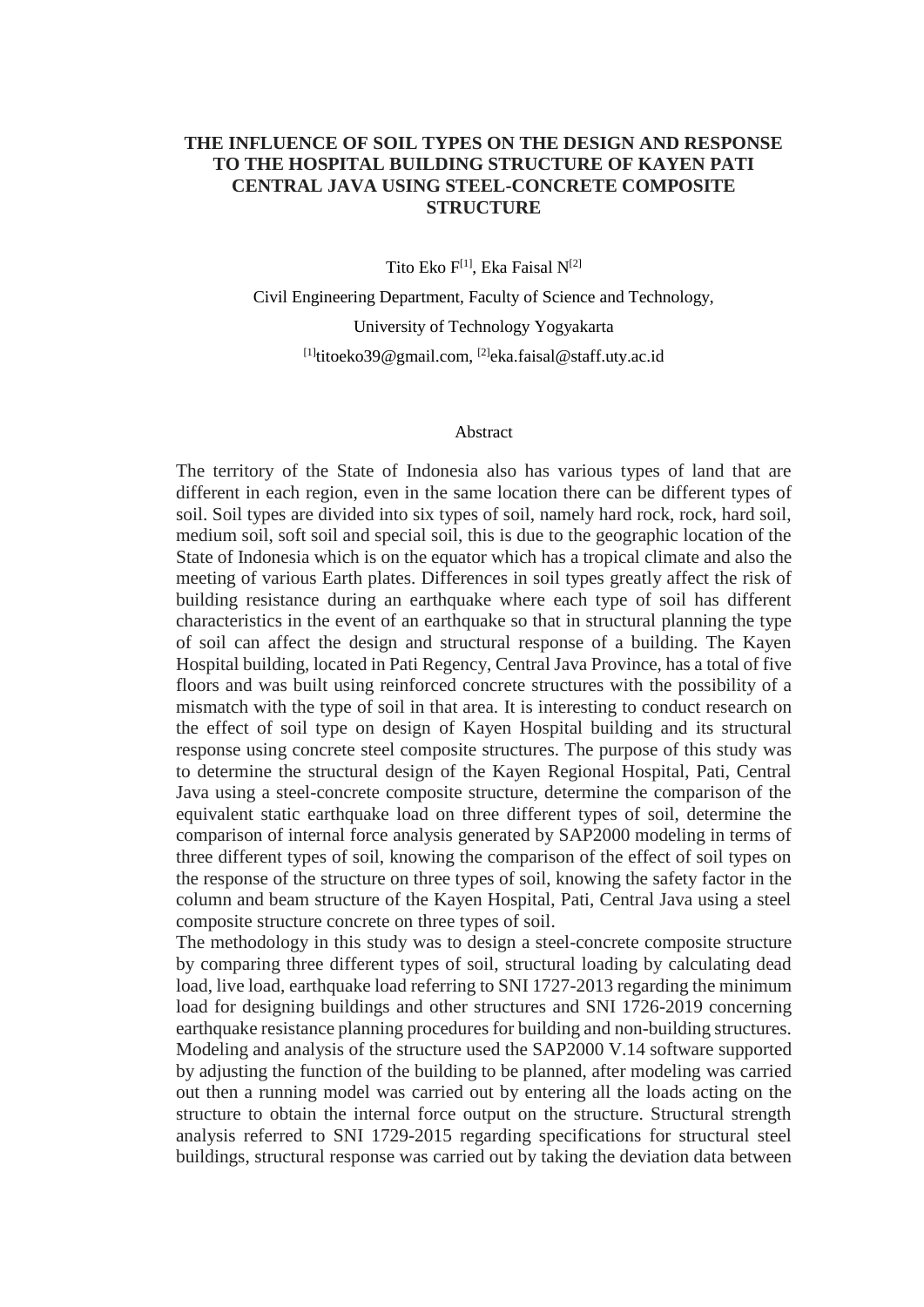# THE INFLUENCE OF SOIL TYPES ON THE DESIGN AND RESPONSE TO THE HOSPITAL BUILDING STRUCTURE OF KAYEN PATI CENTRAL JAVA USING STEEL-CONCRETE COMPOSITE STRUCTURE

Tito Eko F[1], Eka Faisal N[2]

Civil Engineering Department, Faculty of Science and Technology,

University of Technology Yogyakarta

[1]titoeko39@gmail.com, [2]eka.faisal@staff.uty.ac.id

## Abstract

The territory of the State of Indonesia also has various types of land that are different in each region, even in the same location there can be different types of soil. Soil types are divided into six types of soil, namely hard rock, rock, hard soil, medium soil, soft soil and special soil, this is due to the geographic location of the State of Indonesia which is on the equator which has a tropical climate and also the meeting of various Earth plates. Differences in soil types greatly affect the risk of building resistance during an earthquake where each type of soil has different characteristics in the event of an earthquake so that in structural planning the type of soil can affect the design and structural response of a building. The Kayen Hospital building, located in Pati Regency, Central Java Province, has a total of five floors and was built using reinforced concrete structures with the possibility of a mismatch with the type of soil in that area. It is interesting to conduct research on the effect of soil type on design of Kayen Hospital building and its structural response using concrete steel composite structures. The purpose of this study was to determine the structural design of the Kayen Regional Hospital, Pati, Central Java using a steel-concrete composite structure, determine the comparison of the equivalent static earthquake load on three different types of soil, determine the comparison of internal force analysis generated by SAP2000 modeling in terms of three different types of soil, knowing the comparison of the effect of soil types on the response of the structure on three types of soil, knowing the safety factor in the column and beam structure of the Kayen Hospital, Pati, Central Java using a steel composite structure concrete on three types of soil.

The methodology in this study was to design a steel-concrete composite structure by comparing three different types of soil, structural loading by calculating dead load, live load, earthquake load referring to SNI 1727-2013 regarding the minimum load for designing buildings and other structures and SNI 1726-2019 concerning earthquake resistance planning procedures for building and non-building structures. Modeling and analysis of the structure used the SAP2000 V.14 software supported by adjusting the function of the building to be planned, after modeling was carried out then a running model was carried out by entering all the loads acting on the structure to obtain the internal force output on the structure. Structural strength analysis referred to SNI 1729-2015 regarding specifications for structural steel buildings, structural response was carried out by taking the deviation data between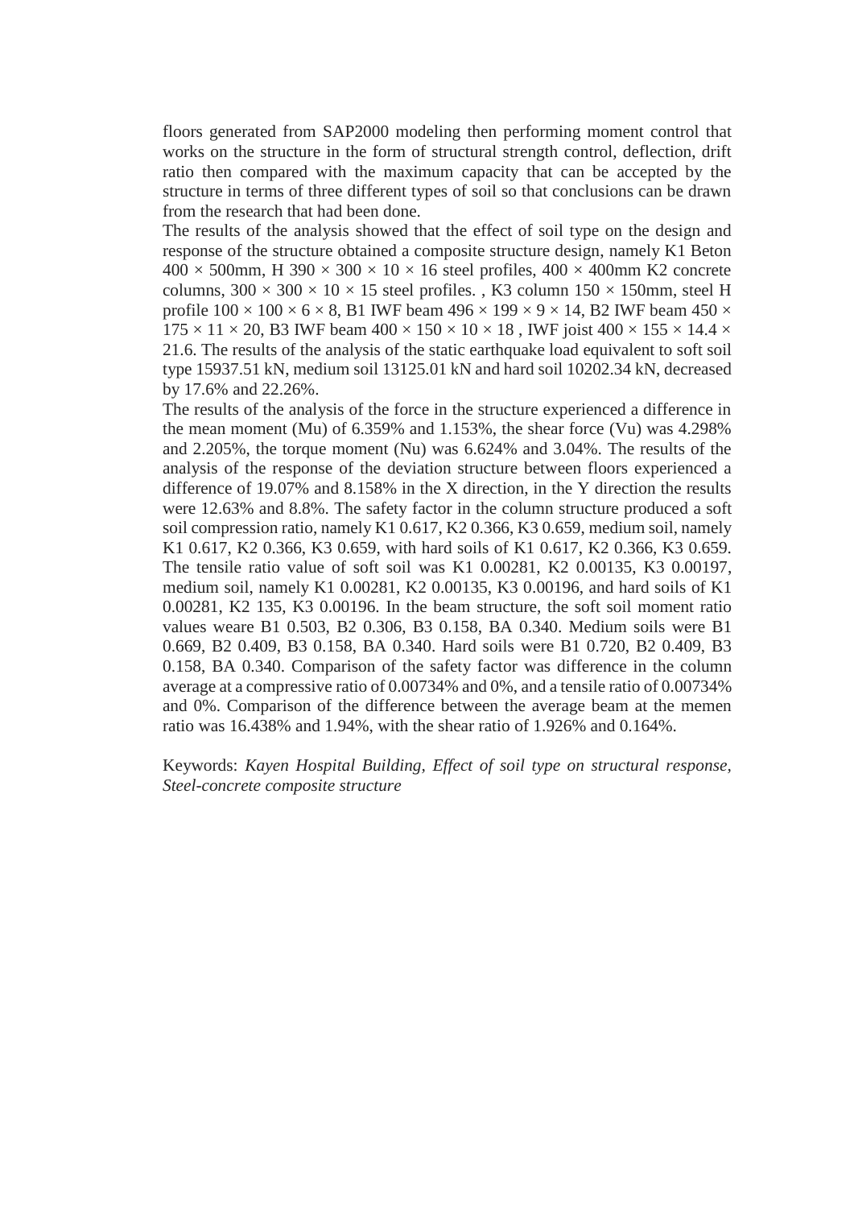floors generated from SAP2000 modeling then performing moment control that works on the structure in the form of structural strength control, deflection, drift ratio then compared with the maximum capacity that can be accepted by the structure in terms of three different types of soil so that conclusions can be drawn from the research that had been done.

The results of the analysis showed that the effect of soil type on the design and response of the structure obtained a composite structure design, namely K1 Beton 400 × 500mm, H 390 × 300 × 10 × 16 steel profiles, 400 × 400mm K2 concrete columns, 300 × 300 × 10 × 15 steel profiles. , K3 column 150 × 150mm, steel H profile 100 × 100 × 6 × 8, B1 IWF beam 496 × 199 × 9 × 14, B2 IWF beam 450 × 175 × 11 × 20, B3 IWF beam 400 × 150 × 10 × 18 , IWF joist 400 × 155 × 14.4 × 21.6. The results of the analysis of the static earthquake load equivalent to soft soil type 15937.51 kN, medium soil 13125.01 kN and hard soil 10202.34 kN, decreased by 17.6% and 22.26%.

The results of the analysis of the force in the structure experienced a difference in the mean moment (Mu) of 6.359% and 1.153%, the shear force (Vu) was 4.298% and 2.205%, the torque moment (Nu) was 6.624% and 3.04%. The results of the analysis of the response of the deviation structure between floors experienced a difference of 19.07% and 8.158% in the X direction, in the Y direction the results were 12.63% and 8.8%. The safety factor in the column structure produced a soft soil compression ratio, namely K1 0.617, K2 0.366, K3 0.659, medium soil, namely K1 0.617, K2 0.366, K3 0.659, with hard soils of K1 0.617, K2 0.366, K3 0.659. The tensile ratio value of soft soil was K1 0.00281, K2 0.00135, K3 0.00197, medium soil, namely K1 0.00281, K2 0.00135, K3 0.00196, and hard soils of K1 0.00281, K2 135, K3 0.00196. In the beam structure, the soft soil moment ratio values weare B1 0.503, B2 0.306, B3 0.158, BA 0.340. Medium soils were B1 0.669, B2 0.409, B3 0.158, BA 0.340. Hard soils were B1 0.720, B2 0.409, B3 0.158, BA 0.340. Comparison of the safety factor was difference in the column average at a compressive ratio of 0.00734% and 0%, and a tensile ratio of 0.00734% and 0%. Comparison of the difference between the average beam at the memen ratio was 16.438% and 1.94%, with the shear ratio of 1.926% and 0.164%.

Keywords: *Kayen Hospital Building, Effect of soil type on structural response, Steel-concrete composite structure*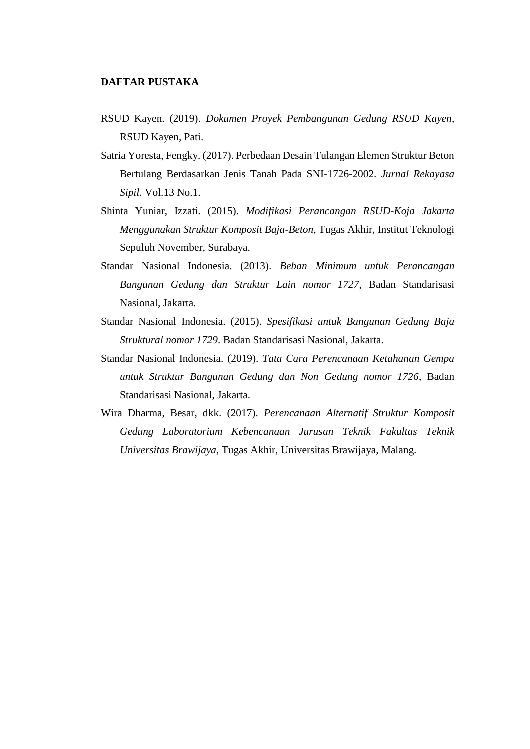# DAFTAR PUSTAKA

RSUD Kayen. (2019). *Dokumen Proyek Pembangunan Gedung RSUD Kayen*, RSUD Kayen, Pati.

Satria Yoresta, Fengky. (2017). Perbedaan Desain Tulangan Elemen Struktur Beton Bertulang Berdasarkan Jenis Tanah Pada SNI-1726-2002. *Jurnal Rekayasa Sipil.* Vol.13 No.1.

Shinta Yuniar, Izzati. (2015). *Modifikasi Perancangan RSUD-Koja Jakarta Menggunakan Struktur Komposit Baja-Beton*, Tugas Akhir, Institut Teknologi Sepuluh November, Surabaya.

Standar Nasional Indonesia. (2013). *Beban Minimum untuk Perancangan Bangunan Gedung dan Struktur Lain nomor 1727*, Badan Standarisasi Nasional, Jakarta.

Standar Nasional Indonesia. (2015). *Spesifikasi untuk Bangunan Gedung Baja Struktural nomor 1729*. Badan Standarisasi Nasional, Jakarta.

Standar Nasional Indonesia. (2019). *Tata Cara Perencanaan Ketahanan Gempa untuk Struktur Bangunan Gedung dan Non Gedung nomor 1726*, Badan Standarisasi Nasional, Jakarta.

Wira Dharma, Besar, dkk. (2017). *Perencanaan Alternatif Struktur Komposit Gedung Laboratorium Kebencanaan Jurusan Teknik Fakultas Teknik Universitas Brawijaya,* Tugas Akhir, Universitas Brawijaya, Malang.